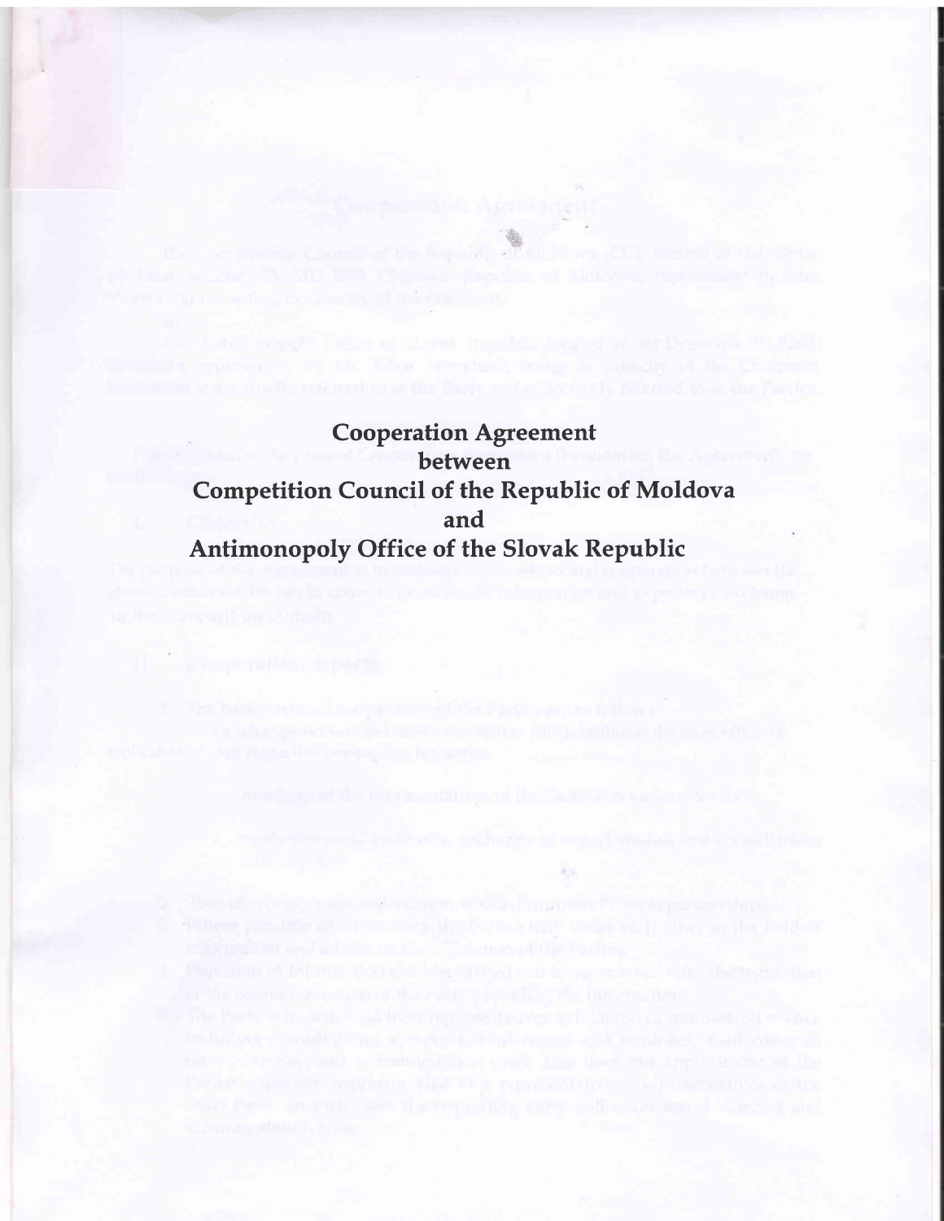# Cooperation Agreement
# between
# Competition Council of the Republic of Moldova
# and
# Antimonopoly Office of the Slovak Republic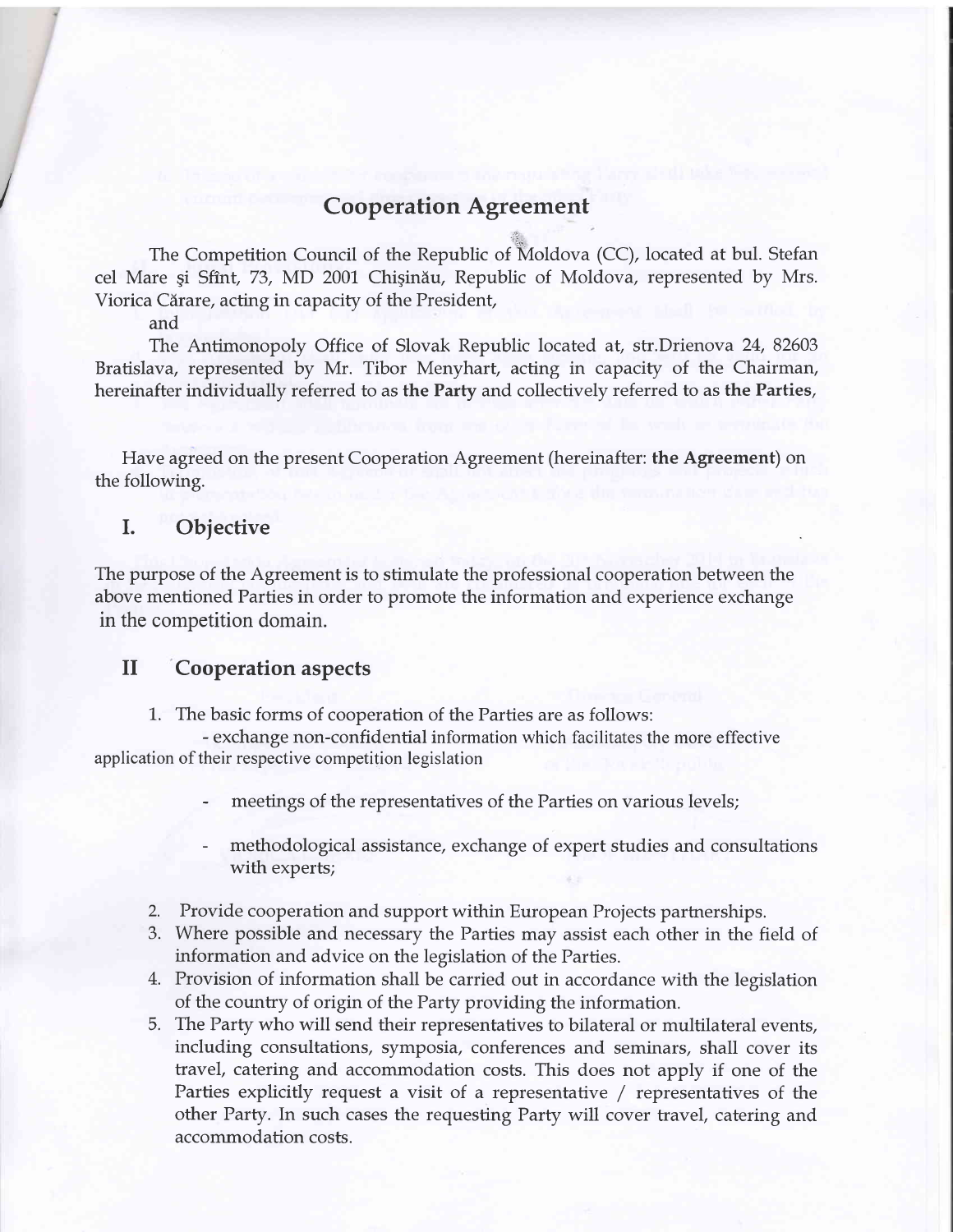# Cooperation Agreement

The Competition Council of the Republic of Moldova (CC), located at bul. Stefan cel Mare şi Sfînt, 73, MD 2001 Chişinău, Republic of Moldova, represented by Mrs. Viorica Cărare, acting in capacity of the President,

and

The Antimonopoly Office of Slovak Republic located at, str.Drienova 24, 82603 Bratislava, represented by Mr. Tibor Menyhart, acting in capacity of the Chairman, hereinafter individually referred to as **the Party** and collectively referred to as **the Parties**,

Have agreed on the present Cooperation Agreement (hereinafter: **the Agreement**) on the following.

## I. Objective

The purpose of the Agreement is to stimulate the professional cooperation between the above mentioned Parties in order to promote the information and experience exchange in the competition domain.

## II Cooperation aspects

1. The basic forms of cooperation of the Parties are as follows:
   - exchange non-confidential information which facilitates the more effective application of their respective competition legislation
   - meetings of the representatives of the Parties on various levels;
   - methodological assistance, exchange of expert studies and consultations with experts;
2. Provide cooperation and support within European Projects partnerships.
3. Where possible and necessary the Parties may assist each other in the field of information and advice on the legislation of the Parties.
4. Provision of information shall be carried out in accordance with the legislation of the country of origin of the Party providing the information.
5. The Party who will send their representatives to bilateral or multilateral events, including consultations, symposia, conferences and seminars, shall cover its travel, catering and accommodation costs. This does not apply if one of the Parties explicitly request a visit of a representative / representatives of the other Party. In such cases the requesting Party will cover travel, catering and accommodation costs.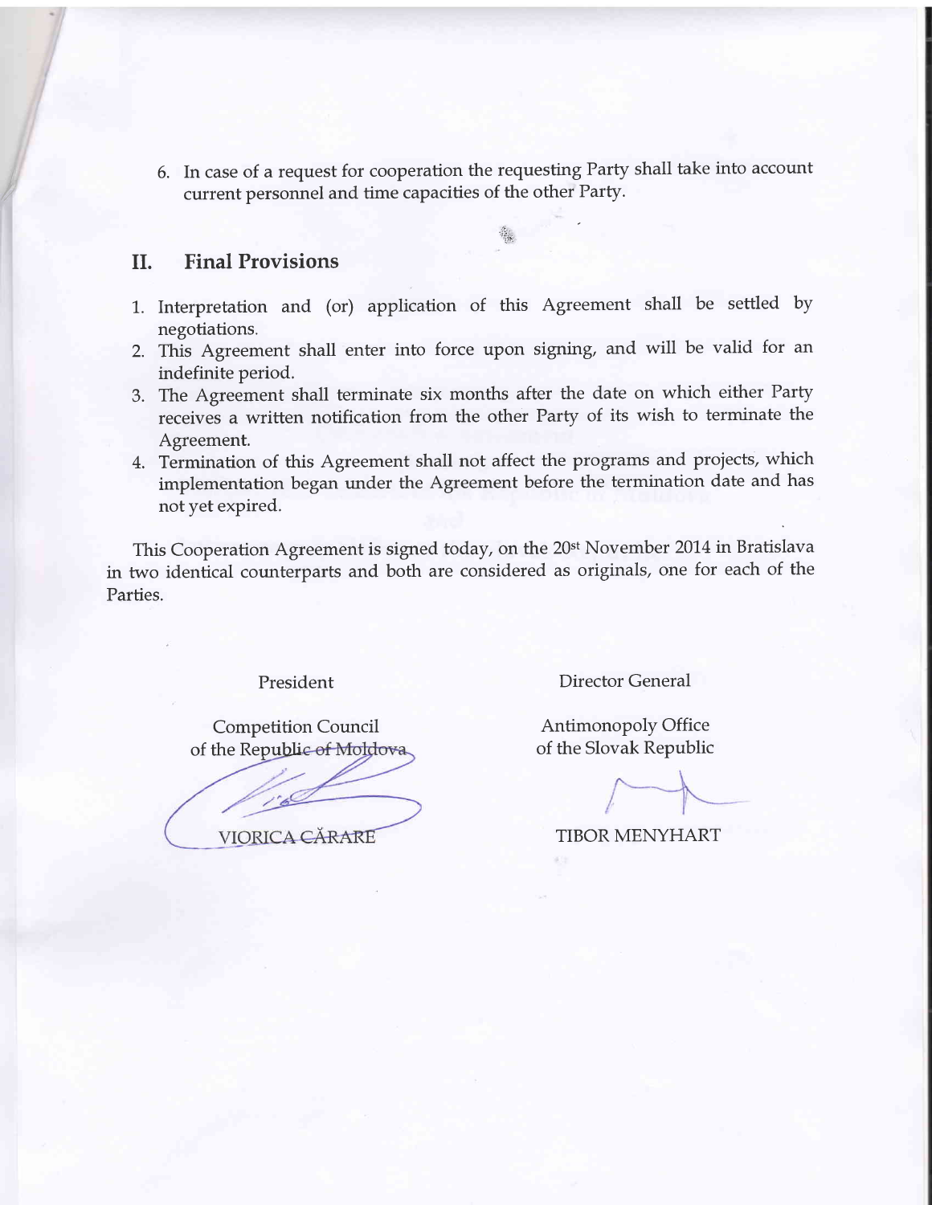6. In case of a request for cooperation the requesting Party shall take into account current personnel and time capacities of the other Party.

## II. Final Provisions

1. Interpretation and (or) application of this Agreement shall be settled by negotiations.
2. This Agreement shall enter into force upon signing, and will be valid for an indefinite period.
3. The Agreement shall terminate six months after the date on which either Party receives a written notification from the other Party of its wish to terminate the Agreement.
4. Termination of this Agreement shall not affect the programs and projects, which implementation began under the Agreement before the termination date and has not yet expired.

This Cooperation Agreement is signed today, on the 20st November 2014 in Bratislava in two identical counterparts and both are considered as originals, one for each of the Parties.

President

Competition Council
of the Republic of Moldova

VIORICA CĂRARE

Director General

Antimonopoly Office
of the Slovak Republic

TIBOR MENYHART